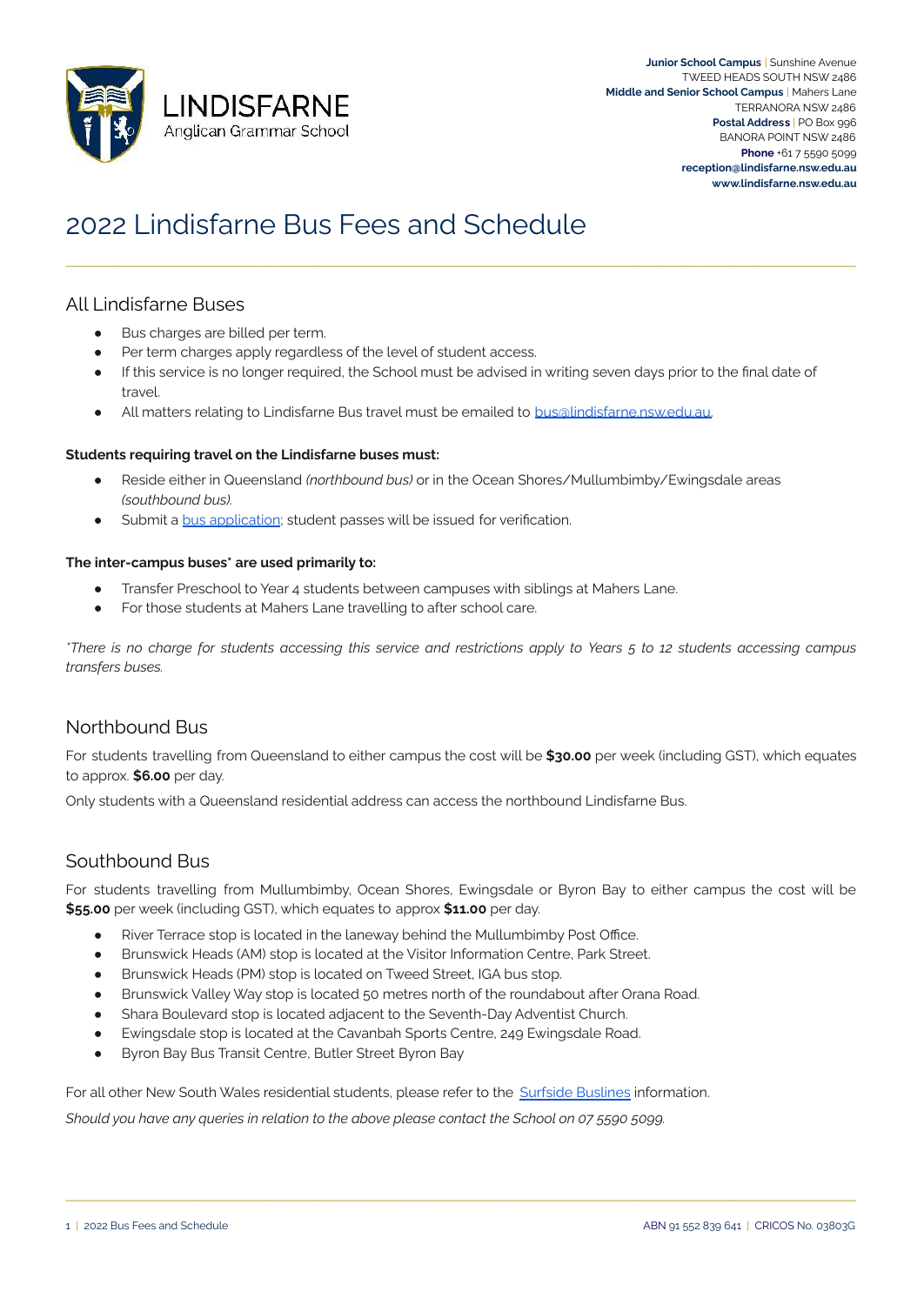**Junior School Campus** | Sunshine Avenue
TWEED HEADS SOUTH NSW 2486
**Middle and Senior School Campus** | Mahers Lane
TERRANORA NSW 2486
**Postal Address** | PO Box 996
BANORA POINT NSW 2486
**Phone** +61 7 5590 5099
**reception@lindisfarne.nsw.edu.au**
**www.lindisfarne.nsw.edu.au**

# 2022 Lindisfarne Bus Fees and Schedule

## All Lindisfarne Buses

- Bus charges are billed per term.
- Per term charges apply regardless of the level of student access.
- If this service is no longer required, the School must be advised in writing seven days prior to the final date of travel.
- All matters relating to Lindisfarne Bus travel must be emailed to bus@lindisfarne.nsw.edu.au.

**Students requiring travel on the Lindisfarne buses must:**

- Reside either in Queensland *(northbound bus)* or in the Ocean Shores/Mullumbimby/Ewingsdale areas *(southbound bus).*
- Submit a bus application; student passes will be issued for verification.

**The inter-campus buses* are used primarily to:**

- Transfer Preschool to Year 4 students between campuses with siblings at Mahers Lane.
- For those students at Mahers Lane travelling to after school care.

*\*There is no charge for students accessing this service and restrictions apply to Years 5 to 12 students accessing campus transfers buses.*

## Northbound Bus

For students travelling from Queensland to either campus the cost will be **$30.00** per week (including GST), which equates to approx. **$6.00** per day.

Only students with a Queensland residential address can access the northbound Lindisfarne Bus.

## Southbound Bus

For students travelling from Mullumbimby, Ocean Shores, Ewingsdale or Byron Bay to either campus the cost will be **$55.00** per week (including GST), which equates to approx **$11.00** per day.

- River Terrace stop is located in the laneway behind the Mullumbimby Post Office.
- Brunswick Heads (AM) stop is located at the Visitor Information Centre, Park Street.
- Brunswick Heads (PM) stop is located on Tweed Street, IGA bus stop.
- Brunswick Valley Way stop is located 50 metres north of the roundabout after Orana Road.
- Shara Boulevard stop is located adjacent to the Seventh-Day Adventist Church.
- Ewingsdale stop is located at the Cavanbah Sports Centre, 249 Ewingsdale Road.
- Byron Bay Bus Transit Centre, Butler Street Byron Bay

For all other New South Wales residential students, please refer to the Surfside Buslines information.

*Should you have any queries in relation to the above please contact the School on 07 5590 5099.*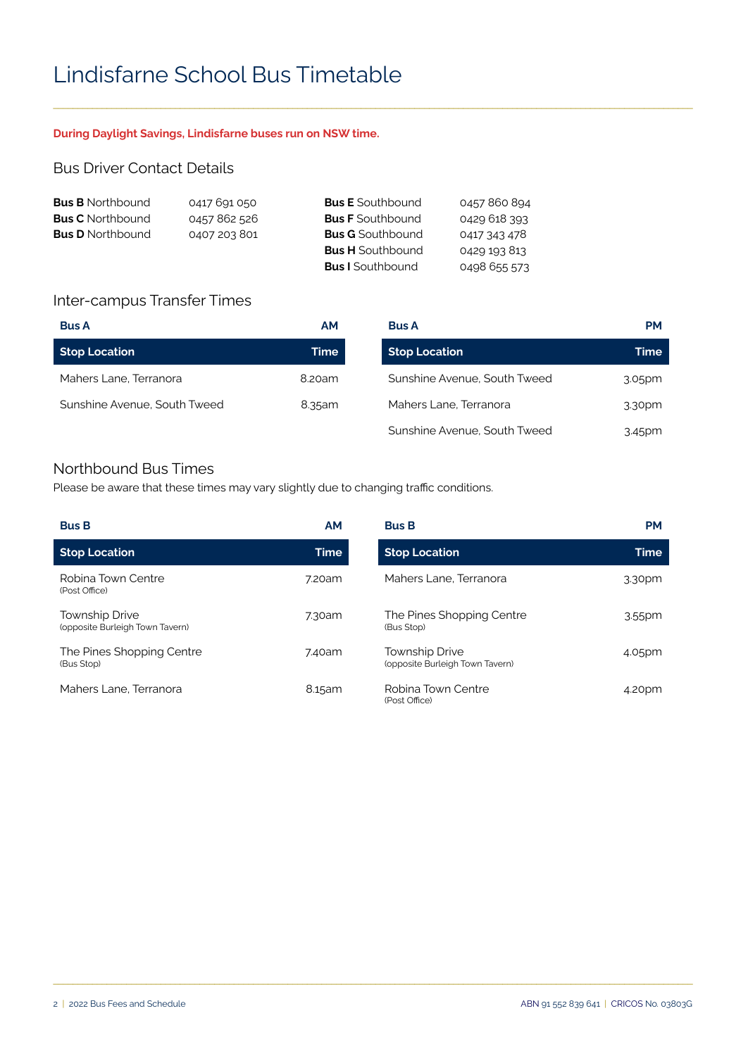# Lindisfarne School Bus Timetable

**During Daylight Savings, Lindisfarne buses run on NSW time.**

## Bus Driver Contact Details

| | |
|---|---|
| **Bus B** Northbound | 0417 691 050 |
| **Bus C** Northbound | 0457 862 526 |
| **Bus D** Northbound | 0407 203 801 |
| **Bus E** Southbound | 0457 860 894 |
| **Bus F** Southbound | 0429 618 393 |
| **Bus G** Southbound | 0417 343 478 |
| **Bus H** Southbound | 0429 193 813 |
| **Bus I** Southbound | 0498 655 573 |

## Inter-campus Transfer Times

**Bus A** — **AM**

| Stop Location | Time |
|---|---|
| Mahers Lane, Terranora | 8.20am |
| Sunshine Avenue, South Tweed | 8.35am |

**Bus A** — **PM**

| Stop Location | Time |
|---|---|
| Sunshine Avenue, South Tweed | 3.05pm |
| Mahers Lane, Terranora | 3.30pm |
| Sunshine Avenue, South Tweed | 3.45pm |

## Northbound Bus Times

Please be aware that these times may vary slightly due to changing traffic conditions.

**Bus B** — **AM**

| Stop Location | Time |
|---|---|
| Robina Town Centre (Post Office) | 7.20am |
| Township Drive (opposite Burleigh Town Tavern) | 7.30am |
| The Pines Shopping Centre (Bus Stop) | 7.40am |
| Mahers Lane, Terranora | 8.15am |

**Bus B** — **PM**

| Stop Location | Time |
|---|---|
| Mahers Lane, Terranora | 3.30pm |
| The Pines Shopping Centre (Bus Stop) | 3.55pm |
| Township Drive (opposite Burleigh Town Tavern) | 4.05pm |
| Robina Town Centre (Post Office) | 4.20pm |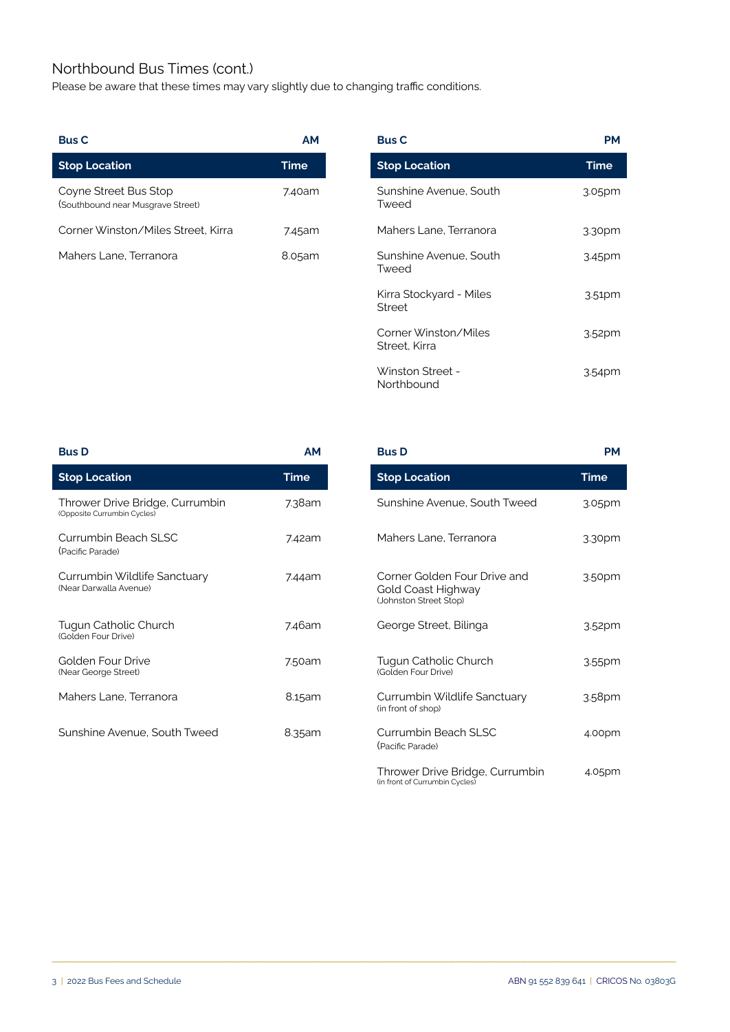## Northbound Bus Times (cont.)

Please be aware that these times may vary slightly due to changing traffic conditions.

**Bus C** — **AM**

| Stop Location | Time |
|---|---|
| Coyne Street Bus Stop (Southbound near Musgrave Street) | 7.40am |
| Corner Winston/Miles Street, Kirra | 7.45am |
| Mahers Lane, Terranora | 8.05am |

**Bus C** — **PM**

| Stop Location | Time |
|---|---|
| Sunshine Avenue, South Tweed | 3.05pm |
| Mahers Lane, Terranora | 3.30pm |
| Sunshine Avenue, South Tweed | 3.45pm |
| Kirra Stockyard - Miles Street | 3.51pm |
| Corner Winston/Miles Street, Kirra | 3.52pm |
| Winston Street - Northbound | 3.54pm |

**Bus D** — **AM**

| Stop Location | Time |
|---|---|
| Thrower Drive Bridge, Currumbin (Opposite Currumbin Cycles) | 7.38am |
| Currumbin Beach SLSC (Pacific Parade) | 7.42am |
| Currumbin Wildlife Sanctuary (Near Darwalla Avenue) | 7.44am |
| Tugun Catholic Church (Golden Four Drive) | 7.46am |
| Golden Four Drive (Near George Street) | 7.50am |
| Mahers Lane, Terranora | 8.15am |
| Sunshine Avenue, South Tweed | 8.35am |

**Bus D** — **PM**

| Stop Location | Time |
|---|---|
| Sunshine Avenue, South Tweed | 3.05pm |
| Mahers Lane, Terranora | 3.30pm |
| Corner Golden Four Drive and Gold Coast Highway (Johnston Street Stop) | 3.50pm |
| George Street, Bilinga | 3.52pm |
| Tugun Catholic Church (Golden Four Drive) | 3.55pm |
| Currumbin Wildlife Sanctuary (in front of shop) | 3.58pm |
| Currumbin Beach SLSC (Pacific Parade) | 4.00pm |
| Thrower Drive Bridge, Currumbin (in front of Currumbin Cycles) | 4.05pm |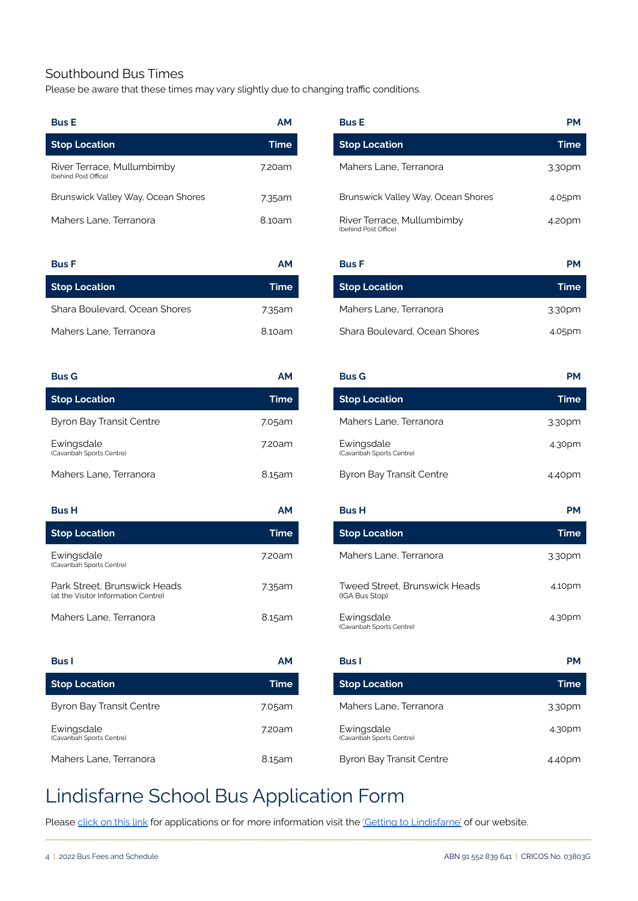## Southbound Bus Times

Please be aware that these times may vary slightly due to changing traffic conditions.

**Bus E — AM**

| Stop Location | Time |
|---|---|
| River Terrace, Mullumbimby (behind Post Office) | 7.20am |
| Brunswick Valley Way, Ocean Shores | 7.35am |
| Mahers Lane, Terranora | 8.10am |

**Bus E — PM**

| Stop Location | Time |
|---|---|
| Mahers Lane, Terranora | 3.30pm |
| Brunswick Valley Way, Ocean Shores | 4.05pm |
| River Terrace, Mullumbimby (behind Post Office) | 4.20pm |

**Bus F — AM**

| Stop Location | Time |
|---|---|
| Shara Boulevard, Ocean Shores | 7.35am |
| Mahers Lane, Terranora | 8.10am |

**Bus F — PM**

| Stop Location | Time |
|---|---|
| Mahers Lane, Terranora | 3.30pm |
| Shara Boulevard, Ocean Shores | 4.05pm |

**Bus G — AM**

| Stop Location | Time |
|---|---|
| Byron Bay Transit Centre | 7.05am |
| Ewingsdale (Cavanbah Sports Centre) | 7.20am |
| Mahers Lane, Terranora | 8.15am |

**Bus G — PM**

| Stop Location | Time |
|---|---|
| Mahers Lane, Terranora | 3.30pm |
| Ewingsdale (Cavanbah Sports Centre) | 4.30pm |
| Byron Bay Transit Centre | 4.40pm |

**Bus H — AM**

| Stop Location | Time |
|---|---|
| Ewingsdale (Cavanbah Sports Centre) | 7.20am |
| Park Street, Brunswick Heads (at the Visitor Information Centre) | 7.35am |
| Mahers Lane, Terranora | 8.15am |

**Bus H — PM**

| Stop Location | Time |
|---|---|
| Mahers Lane, Terranora | 3.30pm |
| Tweed Street, Brunswick Heads (IGA Bus Stop) | 4.10pm |
| Ewingsdale (Cavanbah Sports Centre) | 4.30pm |

**Bus I — AM**

| Stop Location | Time |
|---|---|
| Byron Bay Transit Centre | 7.05am |
| Ewingsdale (Cavanbah Sports Centre) | 7.20am |
| Mahers Lane, Terranora | 8.15am |

**Bus I — PM**

| Stop Location | Time |
|---|---|
| Mahers Lane, Terranora | 3.30pm |
| Ewingsdale (Cavanbah Sports Centre) | 4.30pm |
| Byron Bay Transit Centre | 4.40pm |

# Lindisfarne School Bus Application Form

Please click on this link for applications or for more information visit the 'Getting to Lindisfarne' of our website.